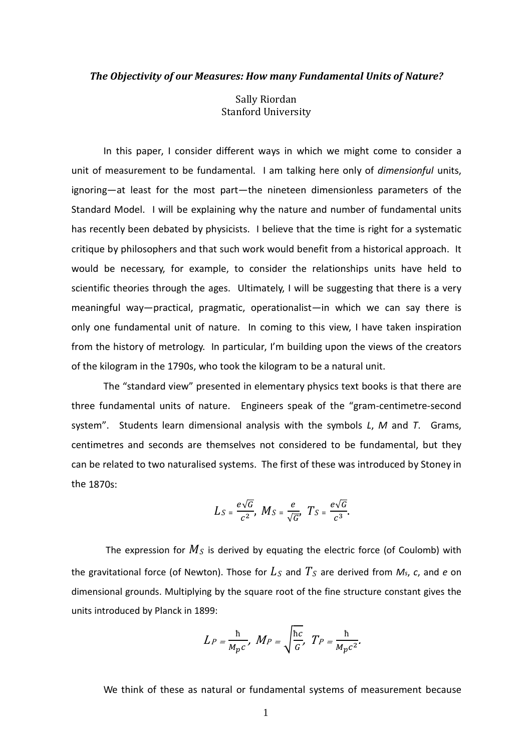***The Objectivity of our Measures: How many Fundamental Units of Nature?***

Sally Riordan
Stanford University

In this paper, I consider different ways in which we might come to consider a unit of measurement to be fundamental. I am talking here only of *dimensionful* units, ignoring—at least for the most part—the nineteen dimensionless parameters of the Standard Model. I will be explaining why the nature and number of fundamental units has recently been debated by physicists. I believe that the time is right for a systematic critique by philosophers and that such work would benefit from a historical approach. It would be necessary, for example, to consider the relationships units have held to scientific theories through the ages. Ultimately, I will be suggesting that there is a very meaningful way—practical, pragmatic, operationalist—in which we can say there is only one fundamental unit of nature. In coming to this view, I have taken inspiration from the history of metrology. In particular, I'm building upon the views of the creators of the kilogram in the 1790s, who took the kilogram to be a natural unit.

The "standard view" presented in elementary physics text books is that there are three fundamental units of nature. Engineers speak of the "gram-centimetre-second system". Students learn dimensional analysis with the symbols *L*, *M* and *T*. Grams, centimetres and seconds are themselves not considered to be fundamental, but they can be related to two naturalised systems. The first of these was introduced by Stoney in the 1870s:

$$L_S = \frac{e\sqrt{G}}{c^2},\ M_S = \frac{e}{\sqrt{G}},\ T_S = \frac{e\sqrt{G}}{c^3}.$$

The expression for $M_S$ is derived by equating the electric force (of Coulomb) with the gravitational force (of Newton). Those for $L_S$ and $T_S$ are derived from $M_s$, $c$, and $e$ on dimensional grounds. Multiplying by the square root of the fine structure constant gives the units introduced by Planck in 1899:

$$L_P = \frac{\hbar}{M_p c},\ M_P = \sqrt{\frac{\hbar c}{G}},\ T_P = \frac{\hbar}{M_p c^2}.$$

We think of these as natural or fundamental systems of measurement because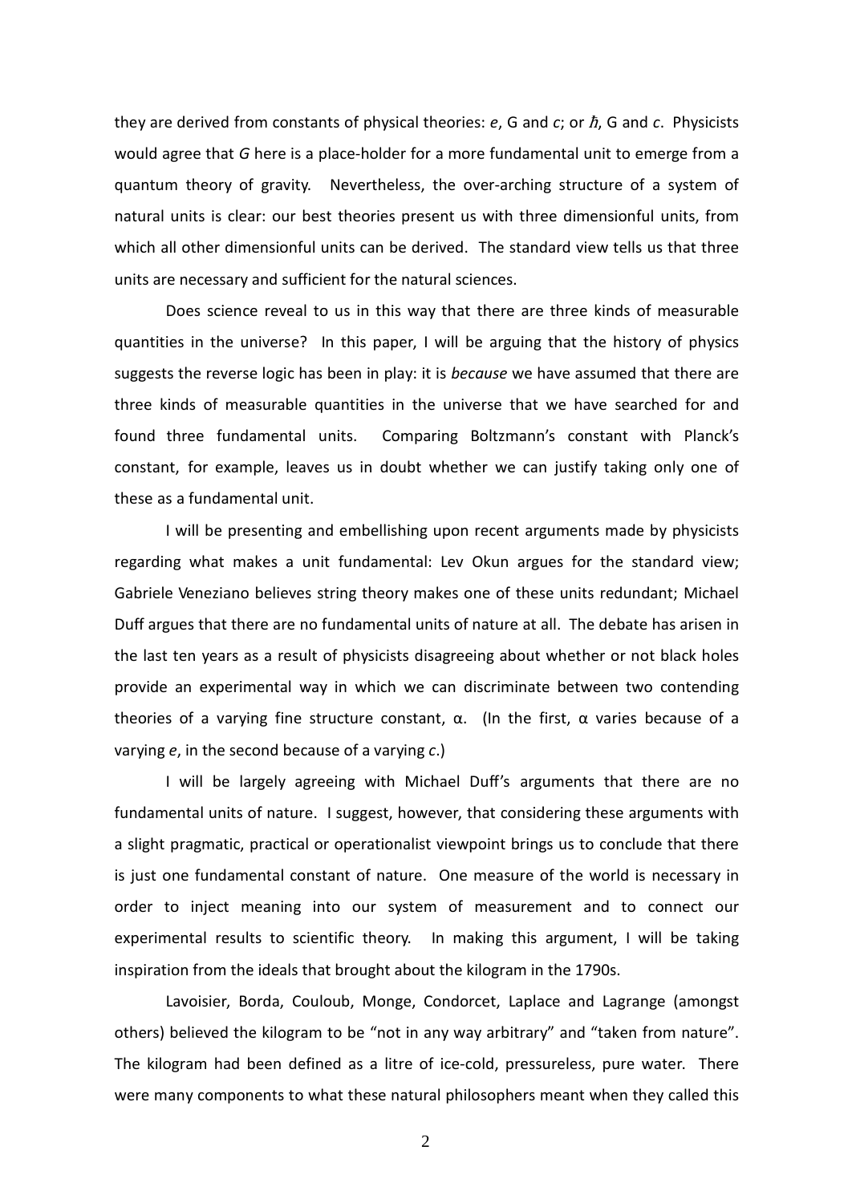they are derived from constants of physical theories: $e$, G and $c$; or $\hbar$, G and $c$. Physicists would agree that $G$ here is a place-holder for a more fundamental unit to emerge from a quantum theory of gravity. Nevertheless, the over-arching structure of a system of natural units is clear: our best theories present us with three dimensionful units, from which all other dimensionful units can be derived. The standard view tells us that three units are necessary and sufficient for the natural sciences.

Does science reveal to us in this way that there are three kinds of measurable quantities in the universe? In this paper, I will be arguing that the history of physics suggests the reverse logic has been in play: it is *because* we have assumed that there are three kinds of measurable quantities in the universe that we have searched for and found three fundamental units. Comparing Boltzmann's constant with Planck's constant, for example, leaves us in doubt whether we can justify taking only one of these as a fundamental unit.

I will be presenting and embellishing upon recent arguments made by physicists regarding what makes a unit fundamental: Lev Okun argues for the standard view; Gabriele Veneziano believes string theory makes one of these units redundant; Michael Duff argues that there are no fundamental units of nature at all. The debate has arisen in the last ten years as a result of physicists disagreeing about whether or not black holes provide an experimental way in which we can discriminate between two contending theories of a varying fine structure constant, $\alpha$. (In the first, $\alpha$ varies because of a varying $e$, in the second because of a varying $c$.)

I will be largely agreeing with Michael Duff's arguments that there are no fundamental units of nature. I suggest, however, that considering these arguments with a slight pragmatic, practical or operationalist viewpoint brings us to conclude that there is just one fundamental constant of nature. One measure of the world is necessary in order to inject meaning into our system of measurement and to connect our experimental results to scientific theory. In making this argument, I will be taking inspiration from the ideals that brought about the kilogram in the 1790s.

Lavoisier, Borda, Couloub, Monge, Condorcet, Laplace and Lagrange (amongst others) believed the kilogram to be "not in any way arbitrary" and "taken from nature". The kilogram had been defined as a litre of ice-cold, pressureless, pure water. There were many components to what these natural philosophers meant when they called this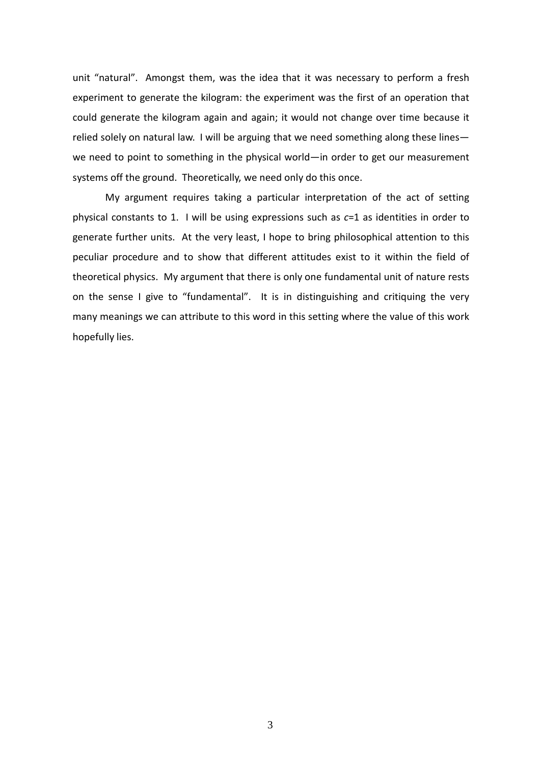unit “natural”. Amongst them, was the idea that it was necessary to perform a fresh experiment to generate the kilogram: the experiment was the first of an operation that could generate the kilogram again and again; it would not change over time because it relied solely on natural law. I will be arguing that we need something along these lines—we need to point to something in the physical world—in order to get our measurement systems off the ground. Theoretically, we need only do this once.

My argument requires taking a particular interpretation of the act of setting physical constants to 1. I will be using expressions such as $c=1$ as identities in order to generate further units. At the very least, I hope to bring philosophical attention to this peculiar procedure and to show that different attitudes exist to it within the field of theoretical physics. My argument that there is only one fundamental unit of nature rests on the sense I give to “fundamental”. It is in distinguishing and critiquing the very many meanings we can attribute to this word in this setting where the value of this work hopefully lies.